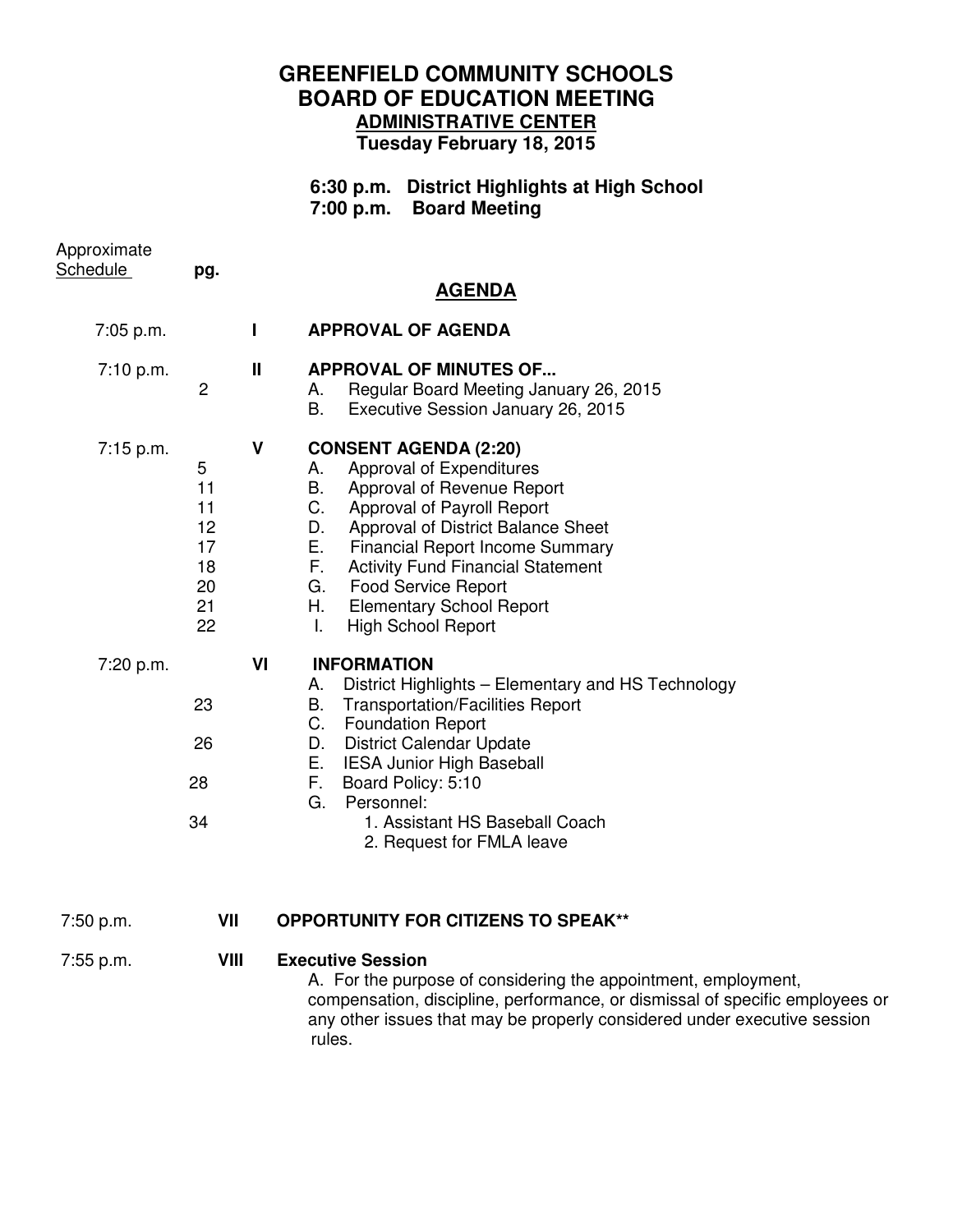# GREENFIELD COMMUNITY SCHOOLS
# BOARD OF EDUCATION MEETING
## ADMINISTRATIVE CENTER
**Tuesday February 18, 2015**

**6:30 p.m. District Highlights at High School**
**7:00 p.m. Board Meeting**

## AGENDA

| Approximate Schedule | pg. | | |
|---|---|---|---|
| 7:05 p.m. | | I | **APPROVAL OF AGENDA** |
| 7:10 p.m. | | II | **APPROVAL OF MINUTES OF...** |
| | 2 | | A. Regular Board Meeting January 26, 2015 |
| | | | B. Executive Session January 26, 2015 |
| 7:15 p.m. | | V | **CONSENT AGENDA (2:20)** |
| | 5 | | A. Approval of Expenditures |
| | 11 | | B. Approval of Revenue Report |
| | 11 | | C. Approval of Payroll Report |
| | 12 | | D. Approval of District Balance Sheet |
| | 17 | | E. Financial Report Income Summary |
| | 18 | | F. Activity Fund Financial Statement |
| | 20 | | G. Food Service Report |
| | 21 | | H. Elementary School Report |
| | 22 | | I. High School Report |
| 7:20 p.m. | | VI | **INFORMATION** |
| | | | A. District Highlights – Elementary and HS Technology |
| | 23 | | B. Transportation/Facilities Report |
| | | | C. Foundation Report |
| | 26 | | D. District Calendar Update |
| | | | E. IESA Junior High Baseball |
| | 28 | | F. Board Policy: 5:10 |
| | | | G. Personnel: |
| | 34 | | 1. Assistant HS Baseball Coach |
| | | | 2. Request for FMLA leave |
| 7:50 p.m. | | VII | **OPPORTUNITY FOR CITIZENS TO SPEAK\*\*** |
| 7:55 p.m. | | VIII | **Executive Session** |
| | | | A. For the purpose of considering the appointment, employment, compensation, discipline, performance, or dismissal of specific employees or any other issues that may be properly considered under executive session rules. |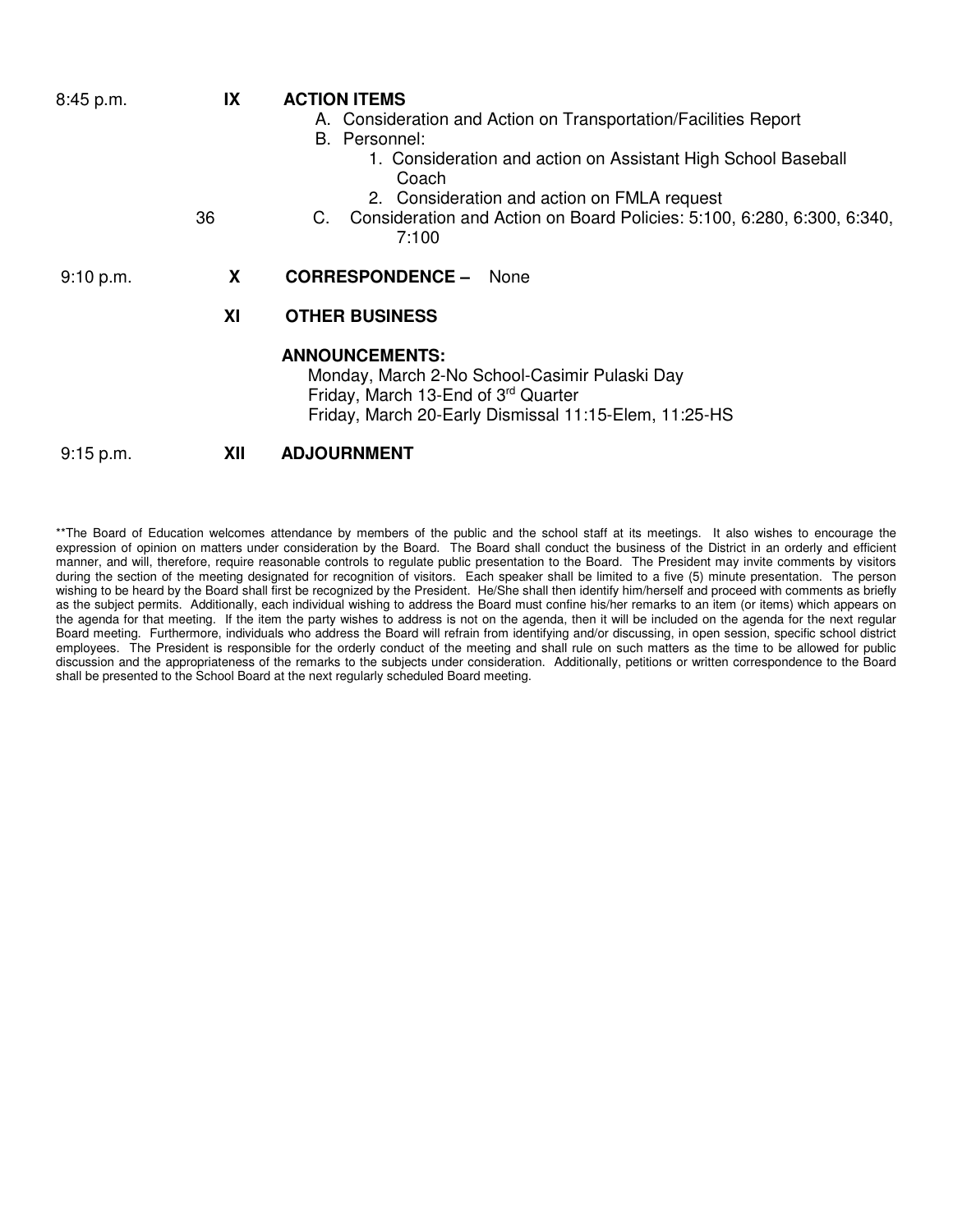8:45 p.m. **IX** **ACTION ITEMS**

A. Consideration and Action on Transportation/Facilities Report

B. Personnel:

1. Consideration and action on Assistant High School Baseball Coach
2. Consideration and action on FMLA request

36 C. Consideration and Action on Board Policies: 5:100, 6:280, 6:300, 6:340, 7:100

9:10 p.m. **X** **CORRESPONDENCE –** None

**XI** **OTHER BUSINESS**

**ANNOUNCEMENTS:**

Monday, March 2-No School-Casimir Pulaski Day
Friday, March 13-End of 3rd Quarter
Friday, March 20-Early Dismissal 11:15-Elem, 11:25-HS

9:15 p.m. **XII** **ADJOURNMENT**

**The Board of Education welcomes attendance by members of the public and the school staff at its meetings. It also wishes to encourage the expression of opinion on matters under consideration by the Board. The Board shall conduct the business of the District in an orderly and efficient manner, and will, therefore, require reasonable controls to regulate public presentation to the Board. The President may invite comments by visitors during the section of the meeting designated for recognition of visitors. Each speaker shall be limited to a five (5) minute presentation. The person wishing to be heard by the Board shall first be recognized by the President. He/She shall then identify him/herself and proceed with comments as briefly as the subject permits. Additionally, each individual wishing to address the Board must confine his/her remarks to an item (or items) which appears on the agenda for that meeting. If the item the party wishes to address is not on the agenda, then it will be included on the agenda for the next regular Board meeting. Furthermore, individuals who address the Board will refrain from identifying and/or discussing, in open session, specific school district employees. The President is responsible for the orderly conduct of the meeting and shall rule on such matters as the time to be allowed for public discussion and the appropriateness of the remarks to the subjects under consideration. Additionally, petitions or written correspondence to the Board shall be presented to the School Board at the next regularly scheduled Board meeting.